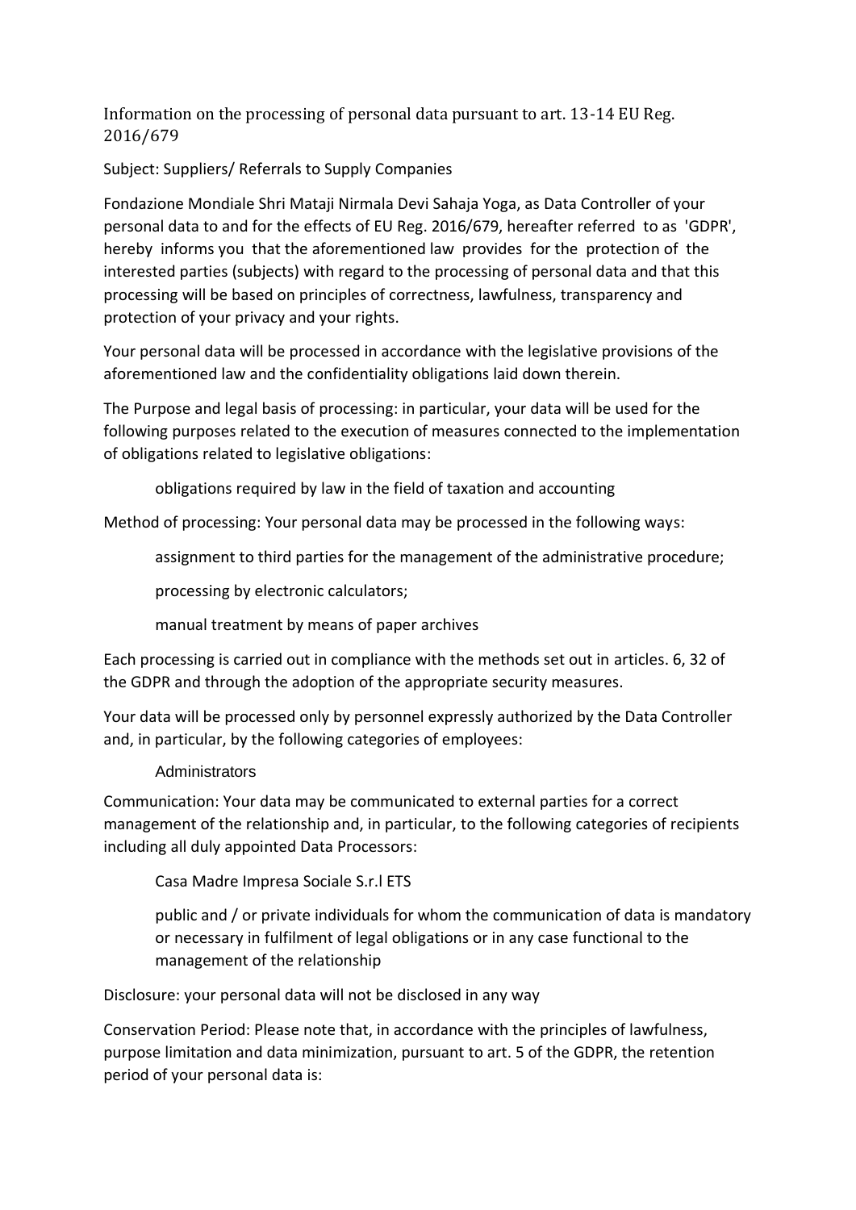# Information on the processing of personal data pursuant to art. 13-14 EU Reg. 2016/679

Subject: Suppliers/ Referrals to Supply Companies

Fondazione Mondiale Shri Mataji Nirmala Devi Sahaja Yoga, as Data Controller of your personal data to and for the effects of EU Reg. 2016/679, hereafter referred to as 'GDPR', hereby informs you that the aforementioned law provides for the protection of the interested parties (subjects) with regard to the processing of personal data and that this processing will be based on principles of correctness, lawfulness, transparency and protection of your privacy and your rights.

Your personal data will be processed in accordance with the legislative provisions of the aforementioned law and the confidentiality obligations laid down therein.

The Purpose and legal basis of processing: in particular, your data will be used for the following purposes related to the execution of measures connected to the implementation of obligations related to legislative obligations:

> obligations required by law in the field of taxation and accounting

Method of processing: Your personal data may be processed in the following ways:

> assignment to third parties for the management of the administrative procedure;
>
> processing by electronic calculators;
>
> manual treatment by means of paper archives

Each processing is carried out in compliance with the methods set out in articles. 6, 32 of the GDPR and through the adoption of the appropriate security measures.

Your data will be processed only by personnel expressly authorized by the Data Controller and, in particular, by the following categories of employees:

> Administrators

Communication: Your data may be communicated to external parties for a correct management of the relationship and, in particular, to the following categories of recipients including all duly appointed Data Processors:

> Casa Madre Impresa Sociale S.r.l ETS
>
> public and / or private individuals for whom the communication of data is mandatory or necessary in fulfilment of legal obligations or in any case functional to the management of the relationship

Disclosure: your personal data will not be disclosed in any way

Conservation Period: Please note that, in accordance with the principles of lawfulness, purpose limitation and data minimization, pursuant to art. 5 of the GDPR, the retention period of your personal data is: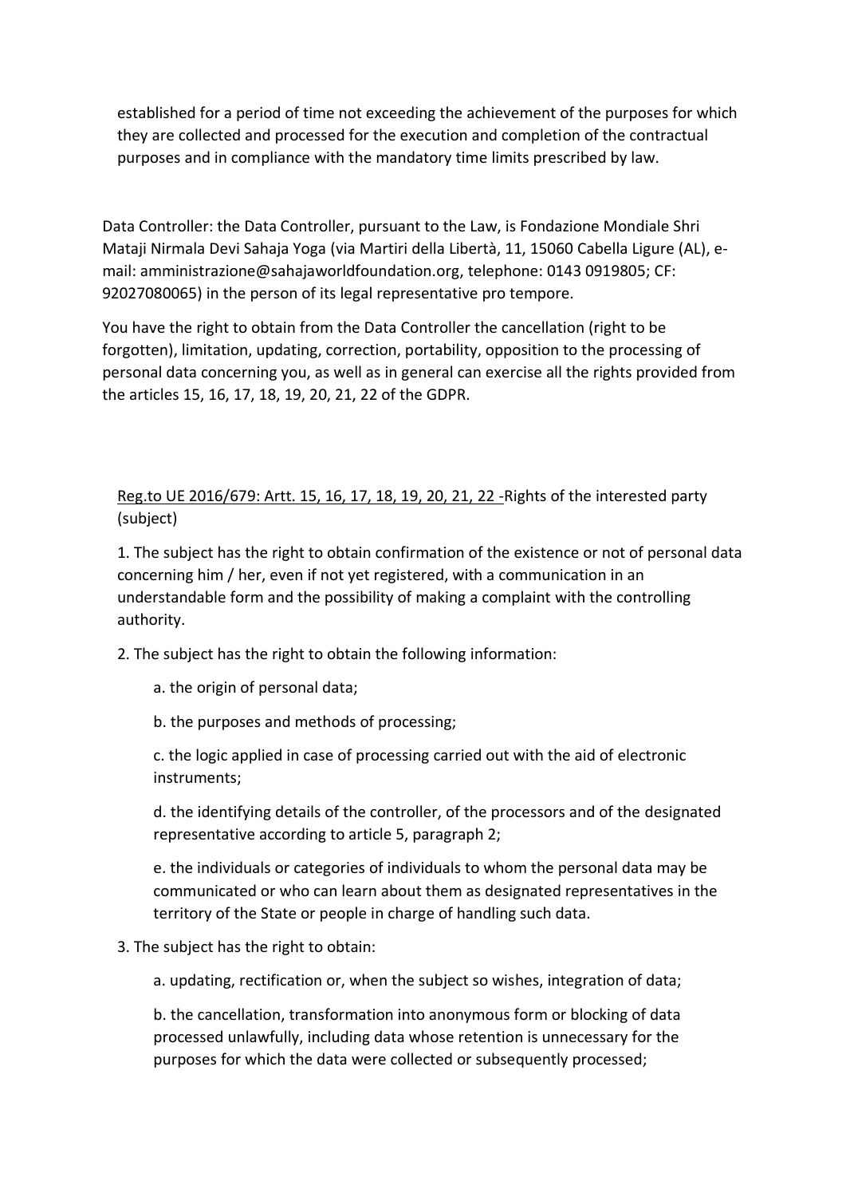established for a period of time not exceeding the achievement of the purposes for which they are collected and processed for the execution and completion of the contractual purposes and in compliance with the mandatory time limits prescribed by law.

Data Controller: the Data Controller, pursuant to the Law, is Fondazione Mondiale Shri Mataji Nirmala Devi Sahaja Yoga (via Martiri della Libertà, 11, 15060 Cabella Ligure (AL), e-mail: amministrazione@sahajaworldfoundation.org, telephone: 0143 0919805; CF: 92027080065) in the person of its legal representative pro tempore.

You have the right to obtain from the Data Controller the cancellation (right to be forgotten), limitation, updating, correction, portability, opposition to the processing of personal data concerning you, as well as in general can exercise all the rights provided from the articles 15, 16, 17, 18, 19, 20, 21, 22 of the GDPR.

Reg.to UE 2016/679: Artt. 15, 16, 17, 18, 19, 20, 21, 22 -Rights of the interested party (subject)

1. The subject has the right to obtain confirmation of the existence or not of personal data concerning him / her, even if not yet registered, with a communication in an understandable form and the possibility of making a complaint with the controlling authority.

2. The subject has the right to obtain the following information:

   a. the origin of personal data;

   b. the purposes and methods of processing;

   c. the logic applied in case of processing carried out with the aid of electronic instruments;

   d. the identifying details of the controller, of the processors and of the designated representative according to article 5, paragraph 2;

   e. the individuals or categories of individuals to whom the personal data may be communicated or who can learn about them as designated representatives in the territory of the State or people in charge of handling such data.

3. The subject has the right to obtain:

   a. updating, rectification or, when the subject so wishes, integration of data;

   b. the cancellation, transformation into anonymous form or blocking of data processed unlawfully, including data whose retention is unnecessary for the purposes for which the data were collected or subsequently processed;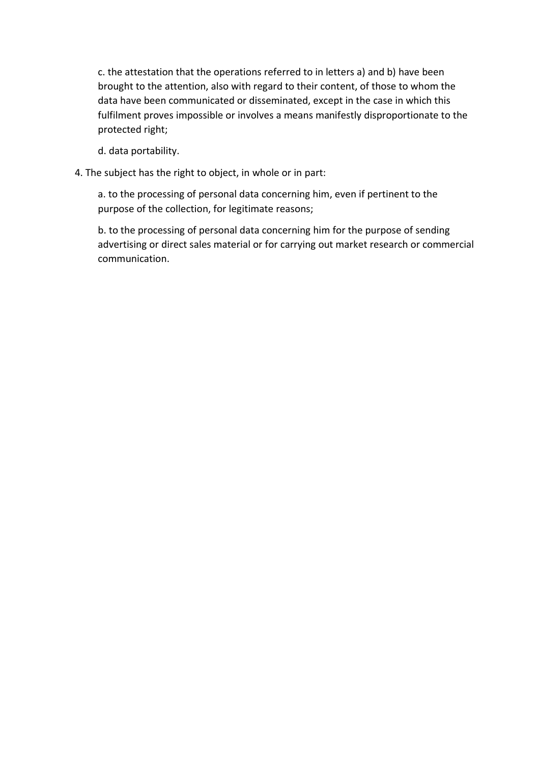c. the attestation that the operations referred to in letters a) and b) have been brought to the attention, also with regard to their content, of those to whom the data have been communicated or disseminated, except in the case in which this fulfilment proves impossible or involves a means manifestly disproportionate to the protected right;

d. data portability.

4. The subject has the right to object, in whole or in part:

   a. to the processing of personal data concerning him, even if pertinent to the purpose of the collection, for legitimate reasons;

   b. to the processing of personal data concerning him for the purpose of sending advertising or direct sales material or for carrying out market research or commercial communication.